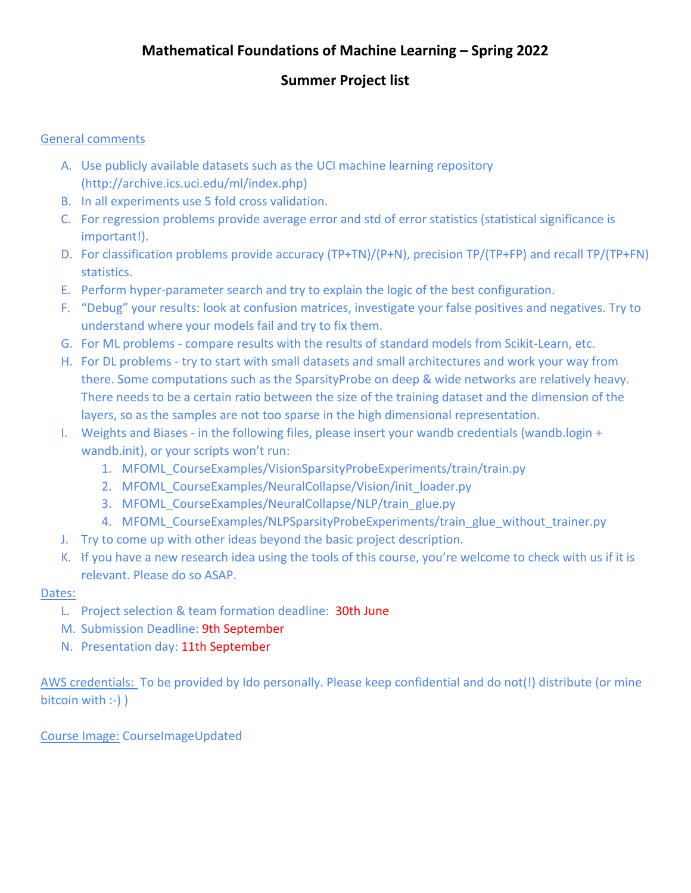# Mathematical Foundations of Machine Learning – Spring 2022

## Summer Project list

General comments

A. Use publicly available datasets such as the UCI machine learning repository (http://archive.ics.uci.edu/ml/index.php)
B. In all experiments use 5 fold cross validation.
C. For regression problems provide average error and std of error statistics (statistical significance is important!).
D. For classification problems provide accuracy (TP+TN)/(P+N), precision TP/(TP+FP) and recall TP/(TP+FN) statistics.
E. Perform hyper-parameter search and try to explain the logic of the best configuration.
F. "Debug" your results: look at confusion matrices, investigate your false positives and negatives. Try to understand where your models fail and try to fix them.
G. For ML problems - compare results with the results of standard models from Scikit-Learn, etc.
H. For DL problems - try to start with small datasets and small architectures and work your way from there. Some computations such as the SparsityProbe on deep & wide networks are relatively heavy. There needs to be a certain ratio between the size of the training dataset and the dimension of the layers, so as the samples are not too sparse in the high dimensional representation.
I. Weights and Biases - in the following files, please insert your wandb credentials (wandb.login + wandb.init), or your scripts won't run:
   1. MFOML_CourseExamples/VisionSparsityProbeExperiments/train/train.py
   2. MFOML_CourseExamples/NeuralCollapse/Vision/init_loader.py
   3. MFOML_CourseExamples/NeuralCollapse/NLP/train_glue.py
   4. MFOML_CourseExamples/NLPSparsityProbeExperiments/train_glue_without_trainer.py
J. Try to come up with other ideas beyond the basic project description.
K. If you have a new research idea using the tools of this course, you're welcome to check with us if it is relevant. Please do so ASAP.

Dates:

L. Project selection & team formation deadline: 30th June
M. Submission Deadline: 9th September
N. Presentation day: 11th September

AWS credentials: To be provided by Ido personally. Please keep confidential and do not(!) distribute (or mine bitcoin with :-) )

Course Image: CourseImageUpdated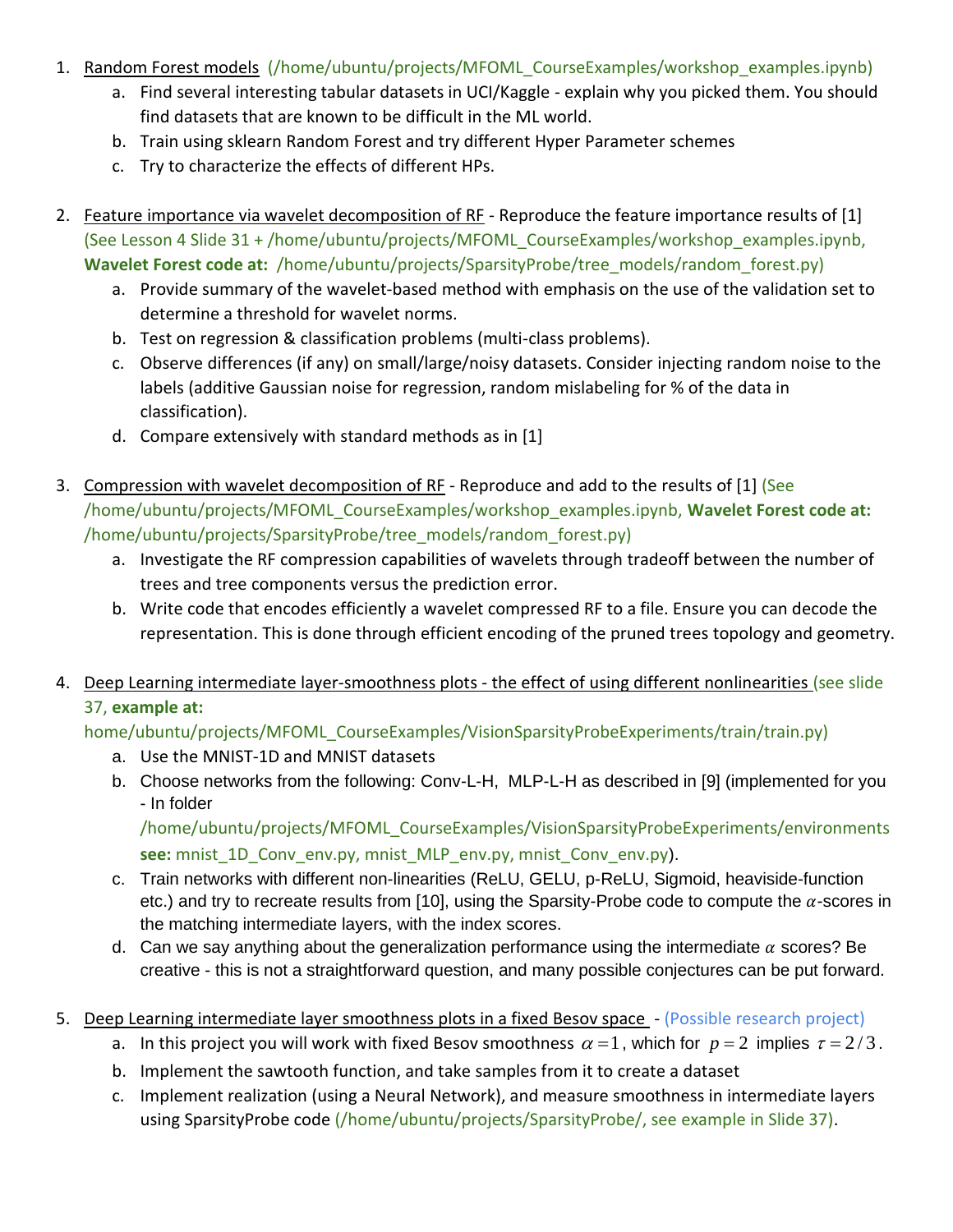1. Random Forest models (/home/ubuntu/projects/MFOML_CourseExamples/workshop_examples.ipynb)
    a. Find several interesting tabular datasets in UCI/Kaggle - explain why you picked them. You should find datasets that are known to be difficult in the ML world.
    b. Train using sklearn Random Forest and try different Hyper Parameter schemes
    c. Try to characterize the effects of different HPs.

2. Feature importance via wavelet decomposition of RF - Reproduce the feature importance results of [1] (See Lesson 4 Slide 31 + /home/ubuntu/projects/MFOML_CourseExamples/workshop_examples.ipynb, **Wavelet Forest code at:** /home/ubuntu/projects/SparsityProbe/tree_models/random_forest.py)
    a. Provide summary of the wavelet-based method with emphasis on the use of the validation set to determine a threshold for wavelet norms.
    b. Test on regression & classification problems (multi-class problems).
    c. Observe differences (if any) on small/large/noisy datasets. Consider injecting random noise to the labels (additive Gaussian noise for regression, random mislabeling for % of the data in classification).
    d. Compare extensively with standard methods as in [1]

3. Compression with wavelet decomposition of RF - Reproduce and add to the results of [1] (See /home/ubuntu/projects/MFOML_CourseExamples/workshop_examples.ipynb, **Wavelet Forest code at:** /home/ubuntu/projects/SparsityProbe/tree_models/random_forest.py)
    a. Investigate the RF compression capabilities of wavelets through tradeoff between the number of trees and tree components versus the prediction error.
    b. Write code that encodes efficiently a wavelet compressed RF to a file. Ensure you can decode the representation. This is done through efficient encoding of the pruned trees topology and geometry.

4. Deep Learning intermediate layer-smoothness plots - the effect of using different nonlinearities (see slide 37, **example at:** home/ubuntu/projects/MFOML_CourseExamples/VisionSparsityProbeExperiments/train/train.py)
    a. Use the MNIST-1D and MNIST datasets
    b. Choose networks from the following: Conv-L-H, MLP-L-H as described in [9] (implemented for you - In folder /home/ubuntu/projects/MFOML_CourseExamples/VisionSparsityProbeExperiments/environments **see:** mnist_1D_Conv_env.py, mnist_MLP_env.py, mnist_Conv_env.py).
    c. Train networks with different non-linearities (ReLU, GELU, p-ReLU, Sigmoid, heaviside-function etc.) and try to recreate results from [10], using the Sparsity-Probe code to compute the $\alpha$-scores in the matching intermediate layers, with the index scores.
    d. Can we say anything about the generalization performance using the intermediate $\alpha$ scores? Be creative - this is not a straightforward question, and many possible conjectures can be put forward.

5. Deep Learning intermediate layer smoothness plots in a fixed Besov space - (Possible research project)
    a. In this project you will work with fixed Besov smoothness $\alpha = 1$, which for $p = 2$ implies $\tau = 2/3$.
    b. Implement the sawtooth function, and take samples from it to create a dataset
    c. Implement realization (using a Neural Network), and measure smoothness in intermediate layers using SparsityProbe code (/home/ubuntu/projects/SparsityProbe/, see example in Slide 37).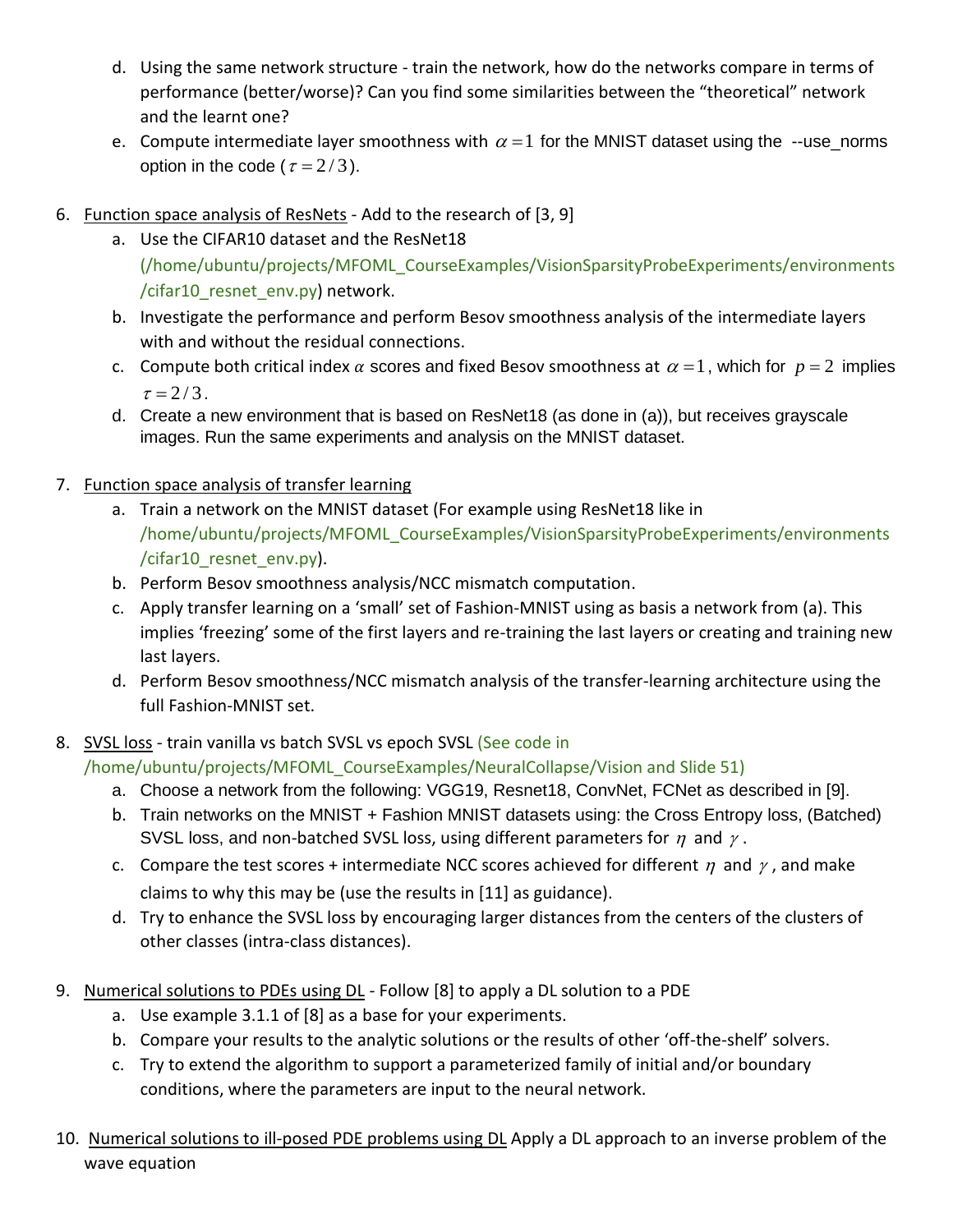d. Using the same network structure - train the network, how do the networks compare in terms of performance (better/worse)? Can you find some similarities between the "theoretical" network and the learnt one?
e. Compute intermediate layer smoothness with $\alpha = 1$ for the MNIST dataset using the --use_norms option in the code ($\tau = 2/3$).

6. Function space analysis of ResNets - Add to the research of [3, 9]
   a. Use the CIFAR10 dataset and the ResNet18 (/home/ubuntu/projects/MFOML_CourseExamples/VisionSparsityProbeExperiments/environments/cifar10_resnet_env.py) network.
   b. Investigate the performance and perform Besov smoothness analysis of the intermediate layers with and without the residual connections.
   c. Compute both critical index $\alpha$ scores and fixed Besov smoothness at $\alpha = 1$, which for $p = 2$ implies $\tau = 2/3$.
   d. Create a new environment that is based on ResNet18 (as done in (a)), but receives grayscale images. Run the same experiments and analysis on the MNIST dataset.

7. Function space analysis of transfer learning
   a. Train a network on the MNIST dataset (For example using ResNet18 like in /home/ubuntu/projects/MFOML_CourseExamples/VisionSparsityProbeExperiments/environments/cifar10_resnet_env.py).
   b. Perform Besov smoothness analysis/NCC mismatch computation.
   c. Apply transfer learning on a 'small' set of Fashion-MNIST using as basis a network from (a). This implies 'freezing' some of the first layers and re-training the last layers or creating and training new last layers.
   d. Perform Besov smoothness/NCC mismatch analysis of the transfer-learning architecture using the full Fashion-MNIST set.

8. SVSL loss - train vanilla vs batch SVSL vs epoch SVSL (See code in /home/ubuntu/projects/MFOML_CourseExamples/NeuralCollapse/Vision and Slide 51)
   a. Choose a network from the following: VGG19, Resnet18, ConvNet, FCNet as described in [9].
   b. Train networks on the MNIST + Fashion MNIST datasets using: the Cross Entropy loss, (Batched) SVSL loss, and non-batched SVSL loss, using different parameters for $\eta$ and $\gamma$.
   c. Compare the test scores + intermediate NCC scores achieved for different $\eta$ and $\gamma$, and make claims to why this may be (use the results in [11] as guidance).
   d. Try to enhance the SVSL loss by encouraging larger distances from the centers of the clusters of other classes (intra-class distances).

9. Numerical solutions to PDEs using DL - Follow [8] to apply a DL solution to a PDE
   a. Use example 3.1.1 of [8] as a base for your experiments.
   b. Compare your results to the analytic solutions or the results of other 'off-the-shelf' solvers.
   c. Try to extend the algorithm to support a parameterized family of initial and/or boundary conditions, where the parameters are input to the neural network.

10. Numerical solutions to ill-posed PDE problems using DL Apply a DL approach to an inverse problem of the wave equation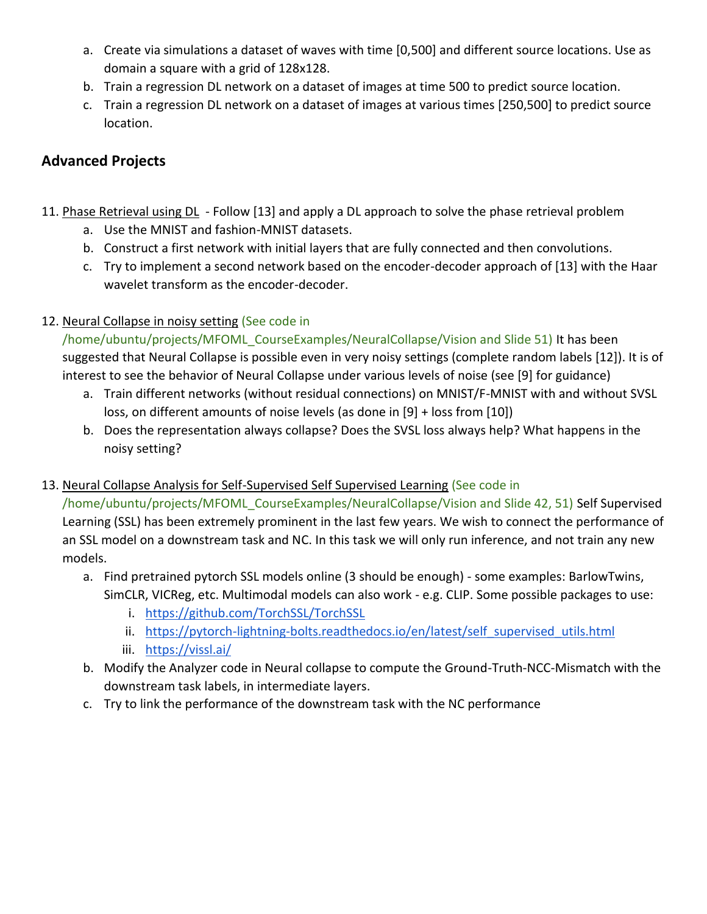a. Create via simulations a dataset of waves with time [0,500] and different source locations. Use as domain a square with a grid of 128x128.
   b. Train a regression DL network on a dataset of images at time 500 to predict source location.
   c. Train a regression DL network on a dataset of images at various times [250,500] to predict source location.

## Advanced Projects

11. Phase Retrieval using DL - Follow [13] and apply a DL approach to solve the phase retrieval problem
    a. Use the MNIST and fashion-MNIST datasets.
    b. Construct a first network with initial layers that are fully connected and then convolutions.
    c. Try to implement a second network based on the encoder-decoder approach of [13] with the Haar wavelet transform as the encoder-decoder.

12. Neural Collapse in noisy setting (See code in /home/ubuntu/projects/MFOML_CourseExamples/NeuralCollapse/Vision and Slide 51) It has been suggested that Neural Collapse is possible even in very noisy settings (complete random labels [12]). It is of interest to see the behavior of Neural Collapse under various levels of noise (see [9] for guidance)
    a. Train different networks (without residual connections) on MNIST/F-MNIST with and without SVSL loss, on different amounts of noise levels (as done in [9] + loss from [10])
    b. Does the representation always collapse? Does the SVSL loss always help? What happens in the noisy setting?

13. Neural Collapse Analysis for Self-Supervised Self Supervised Learning (See code in /home/ubuntu/projects/MFOML_CourseExamples/NeuralCollapse/Vision and Slide 42, 51) Self Supervised Learning (SSL) has been extremely prominent in the last few years. We wish to connect the performance of an SSL model on a downstream task and NC. In this task we will only run inference, and not train any new models.
    a. Find pretrained pytorch SSL models online (3 should be enough) - some examples: BarlowTwins, SimCLR, VICReg, etc. Multimodal models can also work - e.g. CLIP. Some possible packages to use:
       i. https://github.com/TorchSSL/TorchSSL
       ii. https://pytorch-lightning-bolts.readthedocs.io/en/latest/self_supervised_utils.html
       iii. https://vissl.ai/
    b. Modify the Analyzer code in Neural collapse to compute the Ground-Truth-NCC-Mismatch with the downstream task labels, in intermediate layers.
    c. Try to link the performance of the downstream task with the NC performance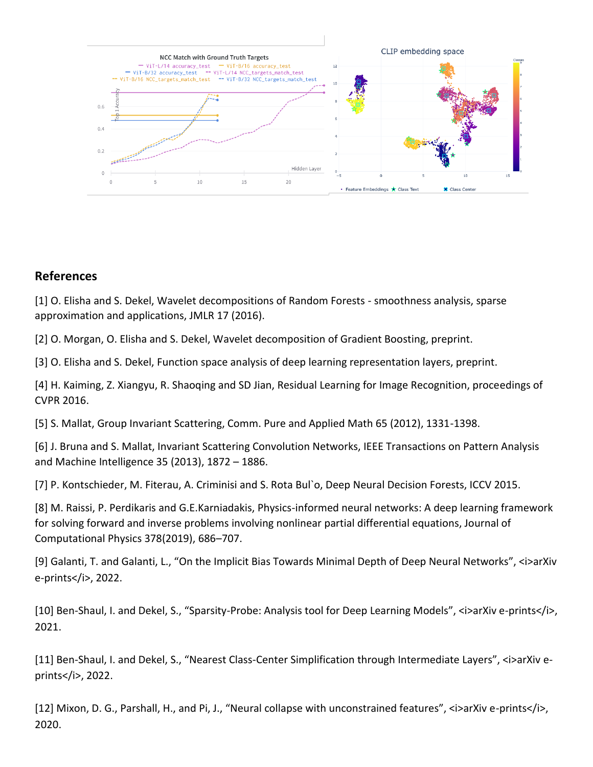## References

[1] O. Elisha and S. Dekel, Wavelet decompositions of Random Forests - smoothness analysis, sparse approximation and applications, JMLR 17 (2016).

[2] O. Morgan, O. Elisha and S. Dekel, Wavelet decomposition of Gradient Boosting, preprint.

[3] O. Elisha and S. Dekel, Function space analysis of deep learning representation layers, preprint.

[4] H. Kaiming, Z. Xiangyu, R. Shaoqing and SD Jian, Residual Learning for Image Recognition, proceedings of CVPR 2016.

[5] S. Mallat, Group Invariant Scattering, Comm. Pure and Applied Math 65 (2012), 1331-1398.

[6] J. Bruna and S. Mallat, Invariant Scattering Convolution Networks, IEEE Transactions on Pattern Analysis and Machine Intelligence 35 (2013), 1872 – 1886.

[7] P. Kontschieder, M. Fiterau, A. Criminisi and S. Rota Bul`o, Deep Neural Decision Forests, ICCV 2015.

[8] M. Raissi, P. Perdikaris and G.E.Karniadakis, Physics-informed neural networks: A deep learning framework for solving forward and inverse problems involving nonlinear partial differential equations, Journal of Computational Physics 378(2019), 686–707.

[9] Galanti, T. and Galanti, L., "On the Implicit Bias Towards Minimal Depth of Deep Neural Networks", <i>arXiv e-prints</i>, 2022.

[10] Ben-Shaul, I. and Dekel, S., "Sparsity-Probe: Analysis tool for Deep Learning Models", <i>arXiv e-prints</i>, 2021.

[11] Ben-Shaul, I. and Dekel, S., "Nearest Class-Center Simplification through Intermediate Layers", <i>arXiv e-prints</i>, 2022.

[12] Mixon, D. G., Parshall, H., and Pi, J., "Neural collapse with unconstrained features", <i>arXiv e-prints</i>, 2020.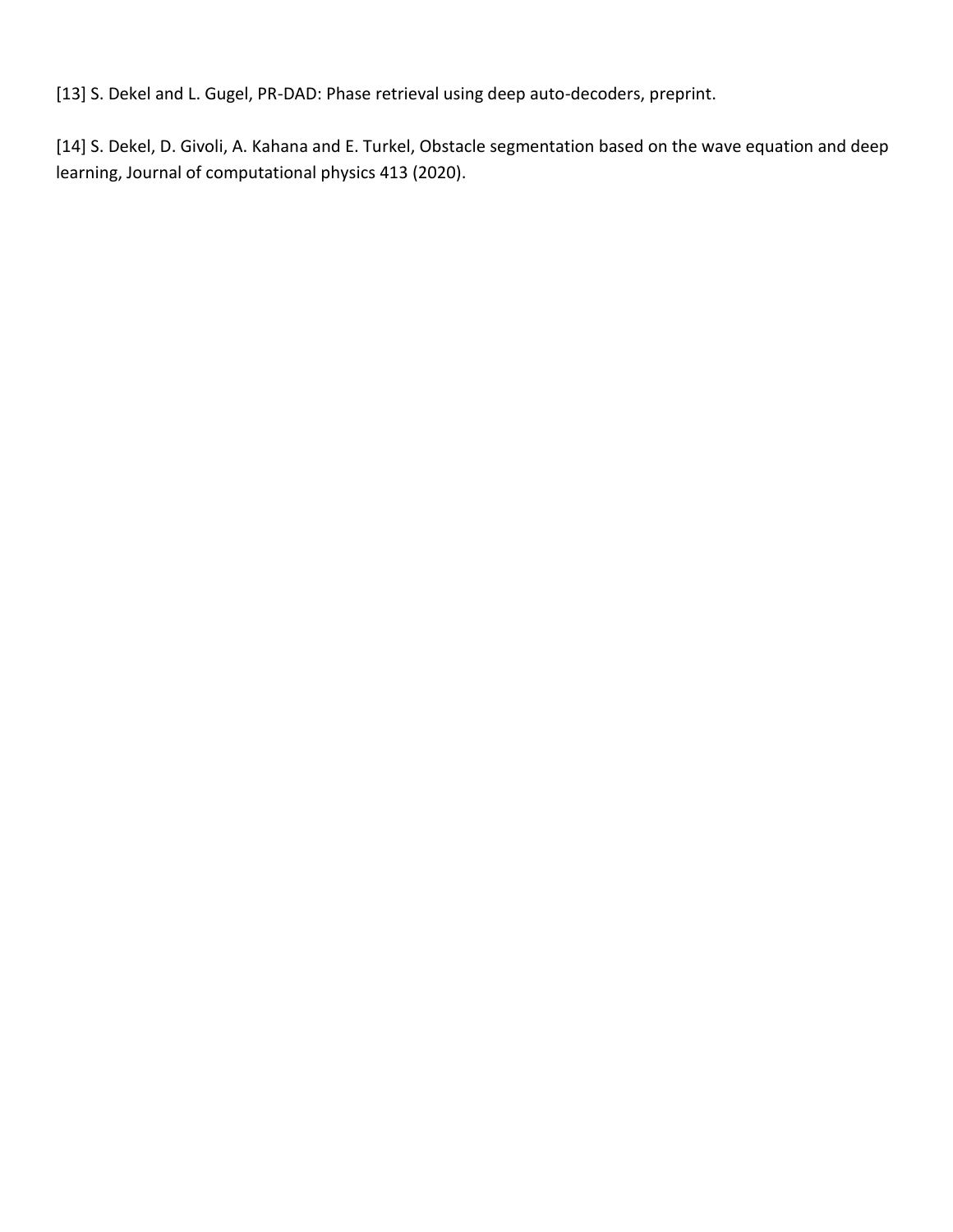[13] S. Dekel and L. Gugel, PR-DAD: Phase retrieval using deep auto-decoders, preprint.

[14] S. Dekel, D. Givoli, A. Kahana and E. Turkel, Obstacle segmentation based on the wave equation and deep learning, Journal of computational physics 413 (2020).